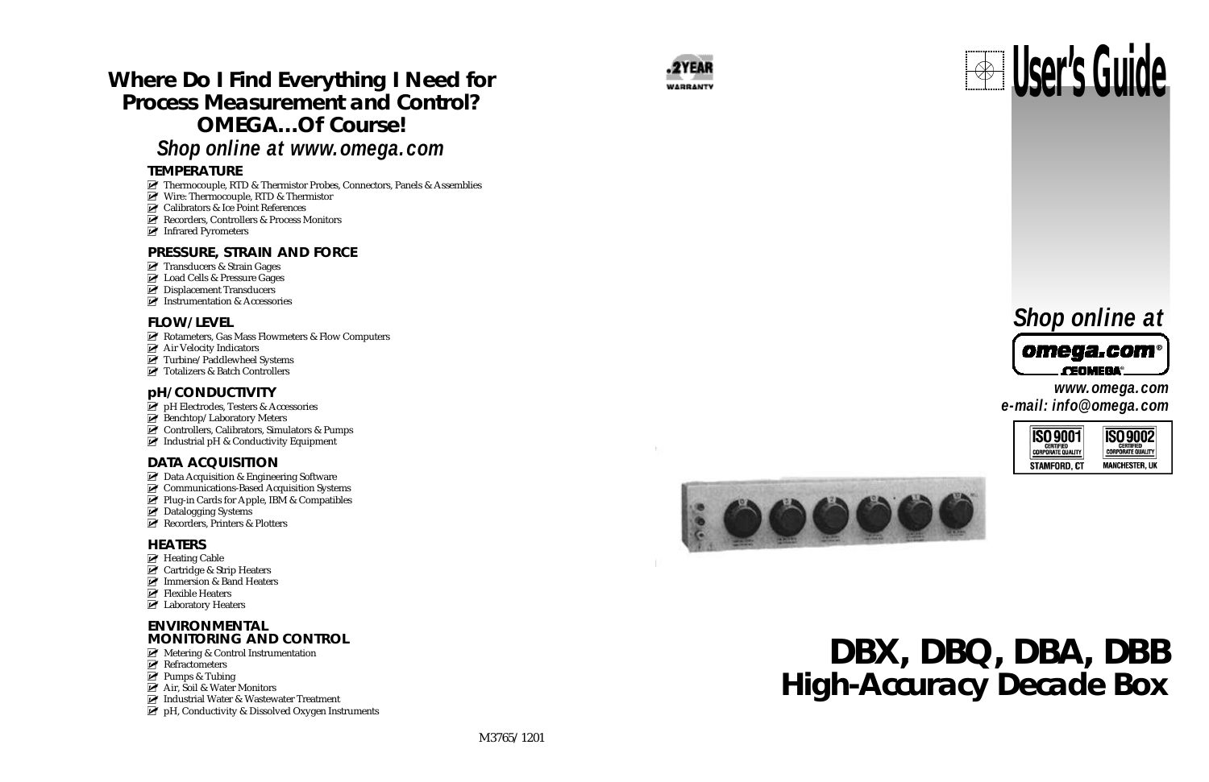# Where Do I Find Everything I Need for Process Measurement and Control? OMEGA…Of Course!

*Shop online at www.omega.com*

### TEMPERATURE

- Thermocouple, RTD & Thermistor Probes, Connectors, Panels & Assemblies
- Wire: Thermocouple, RTD & Thermistor
- Calibrators & Ice Point References
- Recorders, Controllers & Process Monitors
- Infrared Pyrometers

### PRESSURE, STRAIN AND FORCE

- Transducers & Strain Gages
- Load Cells & Pressure Gages
- Displacement Transducers
- Instrumentation & Accessories

### FLOW/LEVEL

- Rotameters, Gas Mass Flowmeters & Flow Computers
- Air Velocity Indicators
- Turbine/Paddlewheel Systems
- Totalizers & Batch Controllers

### pH/CONDUCTIVITY

- pH Electrodes, Testers & Accessories
- Benchtop/Laboratory Meters
- Controllers, Calibrators, Simulators & Pumps
- Industrial pH & Conductivity Equipment

### DATA ACQUISITION

- Data Acquisition & Engineering Software
- Communications-Based Acquisition Systems
- Plug-in Cards for Apple, IBM & Compatibles
- Datalogging Systems
- Recorders, Printers & Plotters

### HEATERS

- Heating Cable
- Cartridge & Strip Heaters
- Immersion & Band Heaters
- Flexible Heaters
- Laboratory Heaters

### ENVIRONMENTAL MONITORING AND CONTROL

- Metering & Control Instrumentation
- Refractometers
- Pumps & Tubing
- Air, Soil & Water Monitors
- Industrial Water & Wastewater Treatment
- pH, Conductivity & Dissolved Oxygen Instruments

M3765/1201

2 YEAR WARRANTY

# User's Guide

*Shop online at*

omega.com®

OMEGA®

*www.omega.com*
*e-mail: info@omega.com*

ISO 9001 CERTIFIED CORPORATE QUALITY — STAMFORD, CT
ISO 9002 CERTIFIED CORPORATE QUALITY — MANCHESTER, UK

# DBX, DBQ, DBA, DBB High-Accuracy Decade Box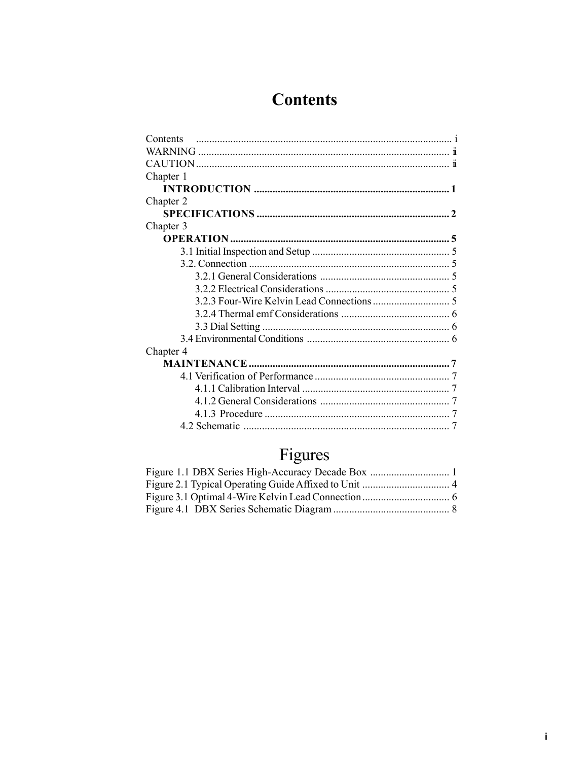# Contents

Contents ................................................................................................ i
WARNING ................................................................................................ iii
CAUTION ................................................................................................ iii
Chapter 1
  **INTRODUCTION** ........................................................................... **1**
Chapter 2
  **SPECIFICATIONS** ......................................................................... **2**
Chapter 3
  **OPERATION** .................................................................................. **5**
    3.1 Initial Inspection and Setup .................................................... 5
    3.2. Connection ............................................................................ 5
      3.2.1 General Considerations ................................................. 5
      3.2.2 Electrical Considerations ............................................... 5
      3.2.3 Four-Wire Kelvin Lead Connections ............................. 5
      3.2.4 Thermal emf Considerations ......................................... 6
      3.3 Dial Setting ....................................................................... 6
    3.4 Environmental Conditions ...................................................... 6
Chapter 4
  **MAINTENANCE** ............................................................................ **7**
    4.1 Verification of Performance ................................................... 7
      4.1.1 Calibration Interval ........................................................ 7
      4.1.2 General Considerations ................................................. 7
      4.1.3 Procedure ...................................................................... 7
    4.2 Schematic .............................................................................. 7

# Figures

Figure 1.1 DBX Series High-Accuracy Decade Box .............................. 1
Figure 2.1 Typical Operating Guide Affixed to Unit ................................. 4
Figure 3.1 Optimal 4-Wire Kelvin Lead Connection ................................. 6
Figure 4.1 DBX Series Schematic Diagram ............................................ 8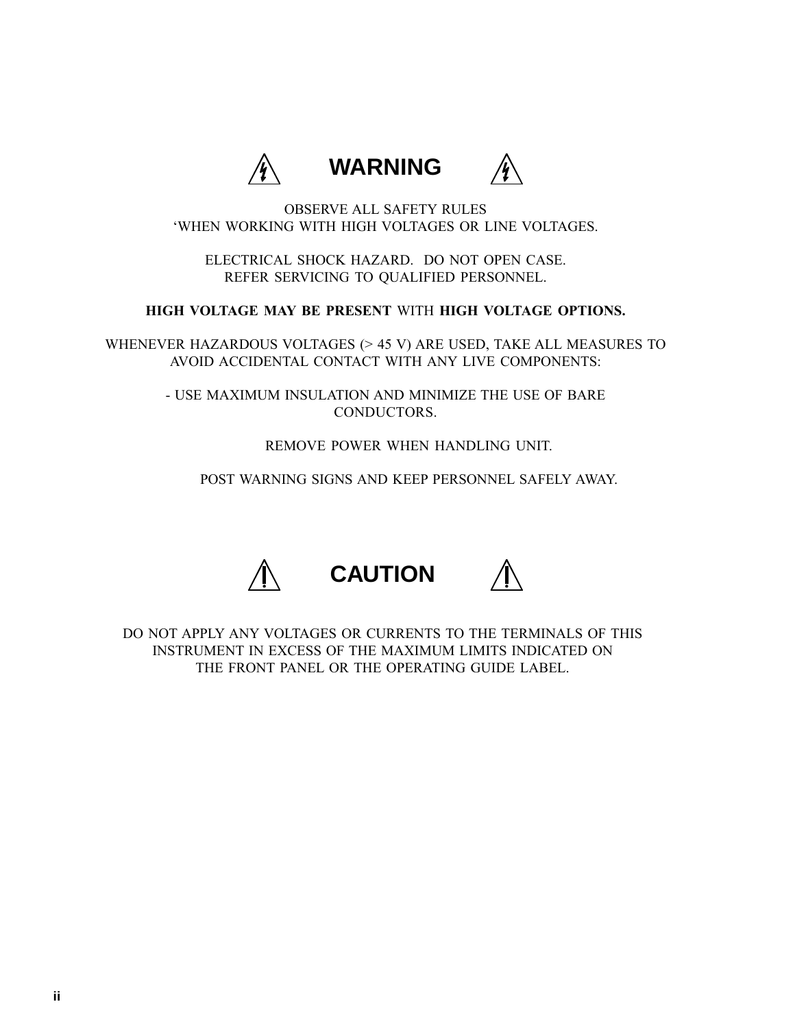# WARNING

OBSERVE ALL SAFETY RULES
‘WHEN WORKING WITH HIGH VOLTAGES OR LINE VOLTAGES.

ELECTRICAL SHOCK HAZARD. DO NOT OPEN CASE.
REFER SERVICING TO QUALIFIED PERSONNEL.

**HIGH VOLTAGE MAY BE PRESENT** WITH **HIGH VOLTAGE OPTIONS.**

WHENEVER HAZARDOUS VOLTAGES (> 45 V) ARE USED, TAKE ALL MEASURES TO AVOID ACCIDENTAL CONTACT WITH ANY LIVE COMPONENTS:

- USE MAXIMUM INSULATION AND MINIMIZE THE USE OF BARE CONDUCTORS.

REMOVE POWER WHEN HANDLING UNIT.

POST WARNING SIGNS AND KEEP PERSONNEL SAFELY AWAY.

# CAUTION

DO NOT APPLY ANY VOLTAGES OR CURRENTS TO THE TERMINALS OF THIS INSTRUMENT IN EXCESS OF THE MAXIMUM LIMITS INDICATED ON THE FRONT PANEL OR THE OPERATING GUIDE LABEL.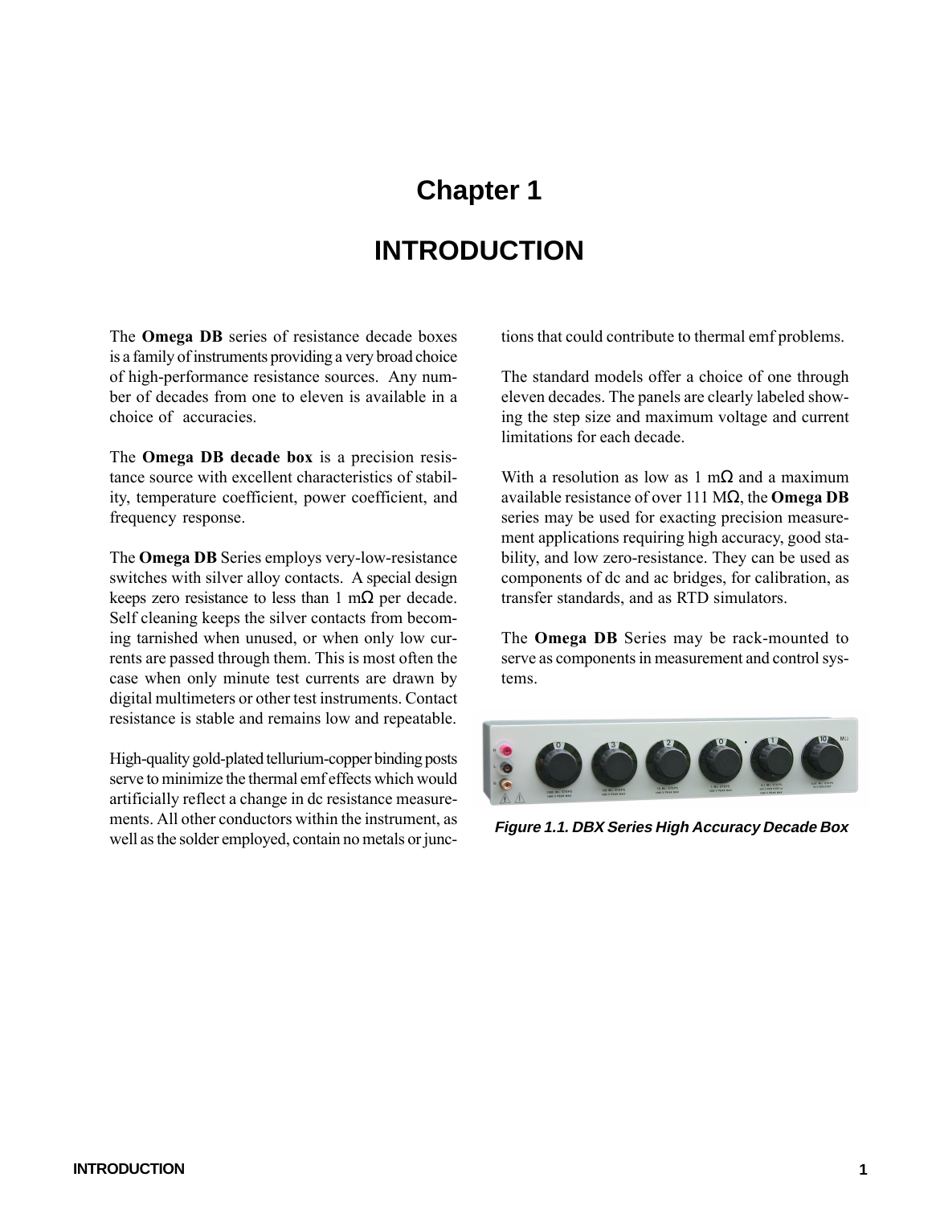# Chapter 1

# INTRODUCTION

The **Omega DB** series of resistance decade boxes is a family of instruments providing a very broad choice of high-performance resistance sources. Any number of decades from one to eleven is available in a choice of accuracies.

The **Omega DB decade box** is a precision resistance source with excellent characteristics of stability, temperature coefficient, power coefficient, and frequency response.

The **Omega DB** Series employs very-low-resistance switches with silver alloy contacts. A special design keeps zero resistance to less than 1 mΩ per decade. Self cleaning keeps the silver contacts from becoming tarnished when unused, or when only low currents are passed through them. This is most often the case when only minute test currents are drawn by digital multimeters or other test instruments. Contact resistance is stable and remains low and repeatable.

High-quality gold-plated tellurium-copper binding posts serve to minimize the thermal emf effects which would artificially reflect a change in dc resistance measurements. All other conductors within the instrument, as well as the solder employed, contain no metals or junctions that could contribute to thermal emf problems.

The standard models offer a choice of one through eleven decades. The panels are clearly labeled showing the step size and maximum voltage and current limitations for each decade.

With a resolution as low as 1 mΩ and a maximum available resistance of over 111 MΩ, the **Omega DB** series may be used for exacting precision measurement applications requiring high accuracy, good stability, and low zero-resistance. They can be used as components of dc and ac bridges, for calibration, as transfer standards, and as RTD simulators.

The **Omega DB** Series may be rack-mounted to serve as components in measurement and control systems.

***Figure 1.1. DBX Series High Accuracy Decade Box***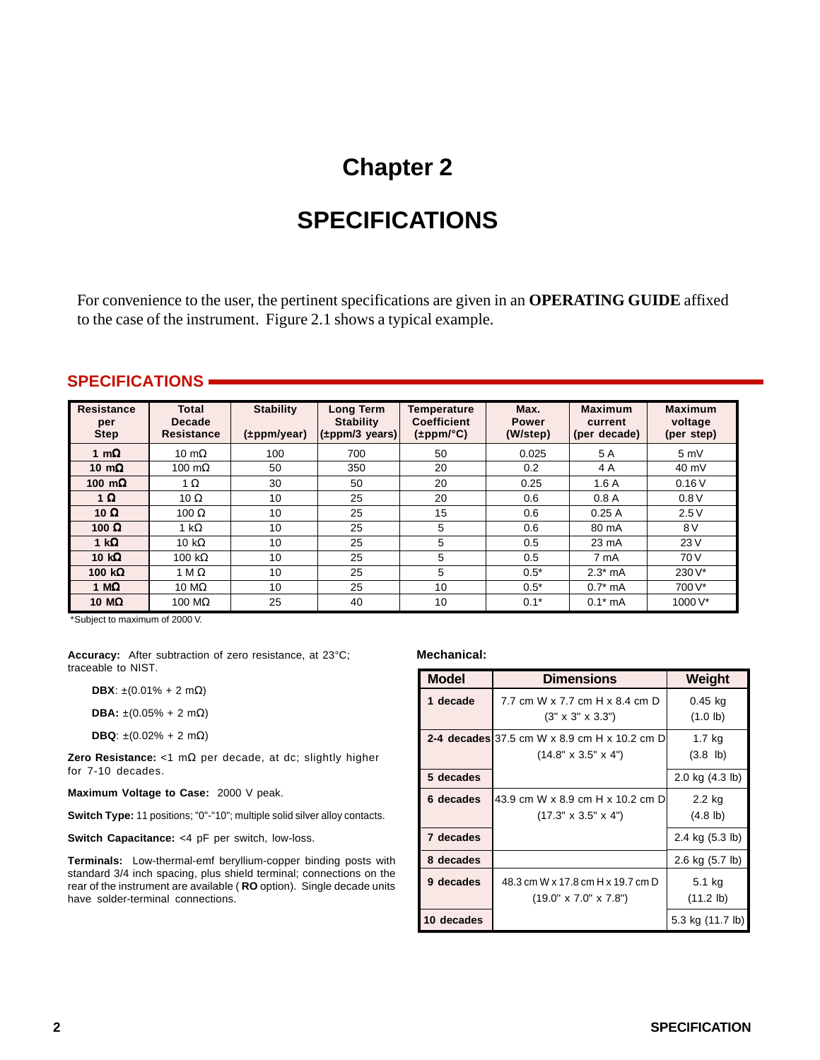# Chapter 2

# SPECIFICATIONS

For convenience to the user, the pertinent specifications are given in an **OPERATING GUIDE** affixed to the case of the instrument. Figure 2.1 shows a typical example.

## SPECIFICATIONS

| Resistance per Step | Total Decade Resistance | Stability (±ppm/year) | Long Term Stability (±ppm/3 years) | Temperature Coefficient (±ppm/°C) | Max. Power (W/step) | Maximum current (per decade) | Maximum voltage (per step) |
|---|---|---|---|---|---|---|---|
| **1 mΩ** | 10 mΩ | 100 | 700 | 50 | 0.025 | 5 A | 5 mV |
| **10 mΩ** | 100 mΩ | 50 | 350 | 20 | 0.2 | 4 A | 40 mV |
| **100 mΩ** | 1 Ω | 30 | 50 | 20 | 0.25 | 1.6 A | 0.16 V |
| **1 Ω** | 10 Ω | 10 | 25 | 20 | 0.6 | 0.8 A | 0.8 V |
| **10 Ω** | 100 Ω | 10 | 25 | 15 | 0.6 | 0.25 A | 2.5 V |
| **100 Ω** | 1 kΩ | 10 | 25 | 5 | 0.6 | 80 mA | 8 V |
| **1 kΩ** | 10 kΩ | 10 | 25 | 5 | 0.5 | 23 mA | 23 V |
| **10 kΩ** | 100 kΩ | 10 | 25 | 5 | 0.5 | 7 mA | 70 V |
| **100 kΩ** | 1 M Ω | 10 | 25 | 5 | 0.5* | 2.3* mA | 230 V* |
| **1 MΩ** | 10 MΩ | 10 | 25 | 10 | 0.5* | 0.7* mA | 700 V* |
| **10 MΩ** | 100 MΩ | 25 | 40 | 10 | 0.1* | 0.1* mA | 1000 V* |

*Subject to maximum of 2000 V.

**Accuracy:** After subtraction of zero resistance, at 23°C; traceable to NIST.

**DBX**: ±(0.01% + 2 mΩ)

**DBA:** ±(0.05% + 2 mΩ)

**DBQ**: ±(0.02% + 2 mΩ)

**Zero Resistance:** <1 mΩ per decade, at dc; slightly higher for 7-10 decades.

**Maximum Voltage to Case:** 2000 V peak.

**Switch Type:** 11 positions; "0"-"10"; multiple solid silver alloy contacts.

**Switch Capacitance:** <4 pF per switch, low-loss.

**Terminals:** Low-thermal-emf beryllium-copper binding posts with standard 3/4 inch spacing, plus shield terminal; connections on the rear of the instrument are available ( **RO** option). Single decade units have solder-terminal connections.

**Mechanical:**

| Model | Dimensions | Weight |
|---|---|---|
| **1 decade** | 7.7 cm W x 7.7 cm H x 8.4 cm D (3" x 3" x 3.3") | 0.45 kg (1.0 lb) |
| **2-4 decades** | 37.5 cm W x 8.9 cm H x 10.2 cm D (14.8" x 3.5" x 4") | 1.7 kg (3.8 lb) |
| **5 decades** | | 2.0 kg (4.3 lb) |
| **6 decades** | 43.9 cm W x 8.9 cm H x 10.2 cm D (17.3" x 3.5" x 4") | 2.2 kg (4.8 lb) |
| **7 decades** | | 2.4 kg (5.3 lb) |
| **8 decades** | | 2.6 kg (5.7 lb) |
| **9 decades** | 48.3 cm W x 17.8 cm H x 19.7 cm D (19.0" x 7.0" x 7.8") | 5.1 kg (11.2 lb) |
| **10 decades** | | 5.3 kg (11.7 lb) |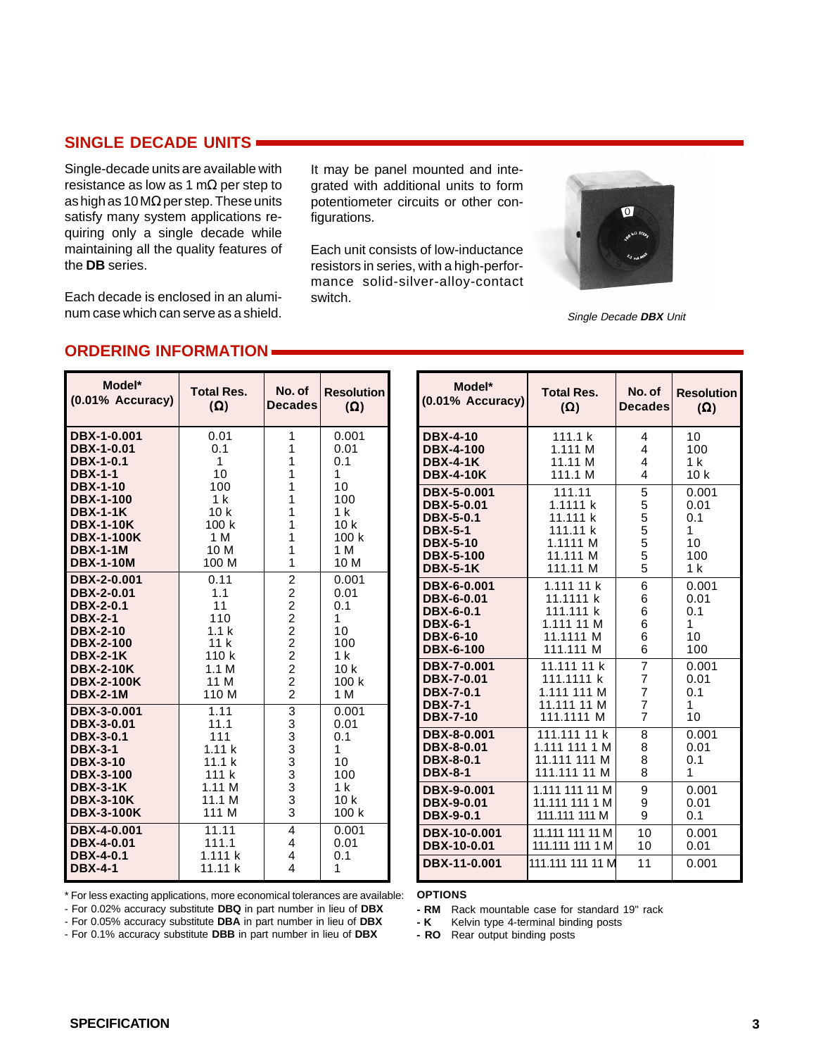## SINGLE DECADE UNITS

Single-decade units are available with resistance as low as 1 mΩ per step to as high as 10 MΩ per step. These units satisfy many system applications requiring only a single decade while maintaining all the quality features of the **DB** series.

Each decade is enclosed in an aluminum case which can serve as a shield.

It may be panel mounted and integrated with additional units to form potentiometer circuits or other configurations.

Each unit consists of low-inductance resistors in series, with a high-performance solid-silver-alloy-contact switch.

*Single Decade **DBX** Unit*

## ORDERING INFORMATION

| Model* (0.01% Accuracy) | Total Res. (Ω) | No. of Decades | Resolution (Ω) |
|---|---|---|---|
| **DBX-1-0.001** | 0.01 | 1 | 0.001 |
| **DBX-1-0.01** | 0.1 | 1 | 0.01 |
| **DBX-1-0.1** | 1 | 1 | 0.1 |
| **DBX-1-1** | 10 | 1 | 1 |
| **DBX-1-10** | 100 | 1 | 10 |
| **DBX-1-100** | 1 k | 1 | 100 |
| **DBX-1-1K** | 10 k | 1 | 1 k |
| **DBX-1-10K** | 100 k | 1 | 10 k |
| **DBX-1-100K** | 1 M | 1 | 100 k |
| **DBX-1-1M** | 10 M | 1 | 1 M |
| **DBX-1-10M** | 100 M | 1 | 10 M |
| **DBX-2-0.001** | 0.11 | 2 | 0.001 |
| **DBX-2-0.01** | 1.1 | 2 | 0.01 |
| **DBX-2-0.1** | 11 | 2 | 0.1 |
| **DBX-2-1** | 110 | 2 | 1 |
| **DBX-2-10** | 1.1 k | 2 | 10 |
| **DBX-2-100** | 11 k | 2 | 100 |
| **DBX-2-1K** | 110 k | 2 | 1 k |
| **DBX-2-10K** | 1.1 M | 2 | 10 k |
| **DBX-2-100K** | 11 M | 2 | 100 k |
| **DBX-2-1M** | 110 M | 2 | 1 M |
| **DBX-3-0.001** | 1.11 | 3 | 0.001 |
| **DBX-3-0.01** | 11.1 | 3 | 0.01 |
| **DBX-3-0.1** | 111 | 3 | 0.1 |
| **DBX-3-1** | 1.11 k | 3 | 1 |
| **DBX-3-10** | 11.1 k | 3 | 10 |
| **DBX-3-100** | 111 k | 3 | 100 |
| **DBX-3-1K** | 1.11 M | 3 | 1 k |
| **DBX-3-10K** | 11.1 M | 3 | 10 k |
| **DBX-3-100K** | 111 M | 3 | 100 k |
| **DBX-4-0.001** | 11.11 | 4 | 0.001 |
| **DBX-4-0.01** | 111.1 | 4 | 0.01 |
| **DBX-4-0.1** | 1.111 k | 4 | 0.1 |
| **DBX-4-1** | 11.11 k | 4 | 1 |
| **DBX-4-10** | 111.1 k | 4 | 10 |
| **DBX-4-100** | 1.111 M | 4 | 100 |
| **DBX-4-1K** | 11.11 M | 4 | 1 k |
| **DBX-4-10K** | 111.1 M | 4 | 10 k |
| **DBX-5-0.001** | 111.11 | 5 | 0.001 |
| **DBX-5-0.01** | 1.1111 k | 5 | 0.01 |
| **DBX-5-0.1** | 11.111 k | 5 | 0.1 |
| **DBX-5-1** | 111.11 k | 5 | 1 |
| **DBX-5-10** | 1.1111 M | 5 | 10 |
| **DBX-5-100** | 11.111 M | 5 | 100 |
| **DBX-5-1K** | 111.11 M | 5 | 1 k |
| **DBX-6-0.001** | 1.111 11 k | 6 | 0.001 |
| **DBX-6-0.01** | 11.1111 k | 6 | 0.01 |
| **DBX-6-0.1** | 111.111 k | 6 | 0.1 |
| **DBX-6-1** | 1.111 11 M | 6 | 1 |
| **DBX-6-10** | 11.1111 M | 6 | 10 |
| **DBX-6-100** | 111.111 M | 6 | 100 |
| **DBX-7-0.001** | 11.111 11 k | 7 | 0.001 |
| **DBX-7-0.01** | 111.1111 k | 7 | 0.01 |
| **DBX-7-0.1** | 1.111 111 M | 7 | 0.1 |
| **DBX-7-1** | 11.111 11 M | 7 | 1 |
| **DBX-7-10** | 111.1111 M | 7 | 10 |
| **DBX-8-0.001** | 111.111 11 k | 8 | 0.001 |
| **DBX-8-0.01** | 1.111 111 1 M | 8 | 0.01 |
| **DBX-8-0.1** | 11.111 111 M | 8 | 0.1 |
| **DBX-8-1** | 111.111 11 M | 8 | 1 |
| **DBX-9-0.001** | 1.111 111 11 M | 9 | 0.001 |
| **DBX-9-0.01** | 11.111 111 1 M | 9 | 0.01 |
| **DBX-9-0.1** | 111.111 111 M | 9 | 0.1 |
| **DBX-10-0.001** | 11.111 111 11 M | 10 | 0.001 |
| **DBX-10-0.01** | 111.111 111 1 M | 10 | 0.01 |
| **DBX-11-0.001** | 111.111 111 11 M | 11 | 0.001 |

\* For less exacting applications, more economical tolerances are available:
- For 0.02% accuracy substitute **DBQ** in part number in lieu of **DBX**
- For 0.05% accuracy substitute **DBA** in part number in lieu of **DBX**
- For 0.1% accuracy substitute **DBB** in part number in lieu of **DBX**

**OPTIONS**
- **- RM** Rack mountable case for standard 19" rack
- **- K** Kelvin type 4-terminal binding posts
- **- RO** Rear output binding posts

**SPECIFICATION**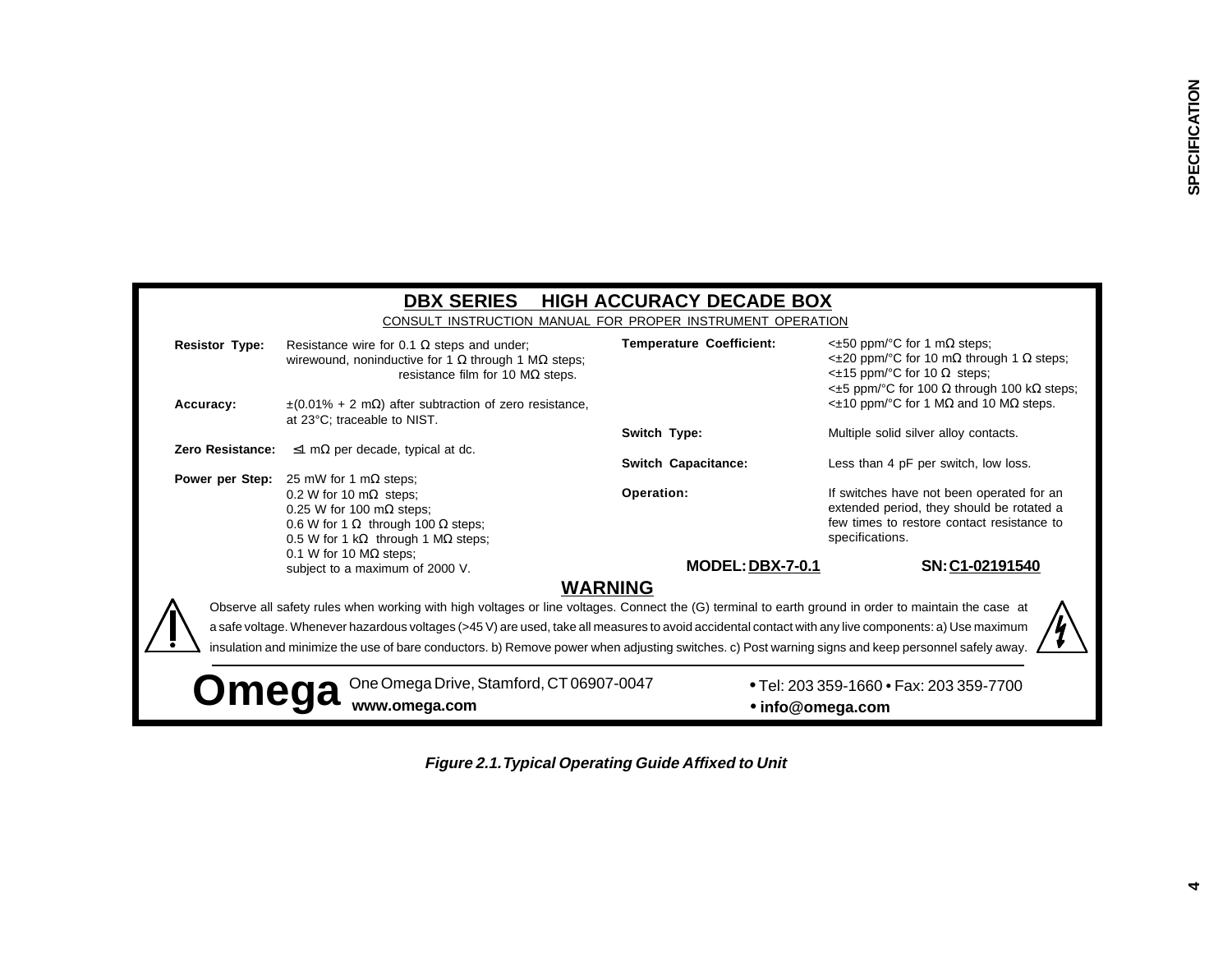## DBX SERIES HIGH ACCURACY DECADE BOX

CONSULT INSTRUCTION MANUAL FOR PROPER INSTRUMENT OPERATION

**Resistor Type:** Resistance wire for 0.1 Ω steps and under; wirewound, noninductive for 1 Ω through 1 MΩ steps; resistance film for 10 MΩ steps.

**Accuracy:** ±(0.01% + 2 mΩ) after subtraction of zero resistance, at 23°C; traceable to NIST.

**Zero Resistance:** ≤1 mΩ per decade, typical at dc.

**Power per Step:** 25 mW for 1 mΩ steps; 0.2 W for 10 mΩ steps; 0.25 W for 100 mΩ steps; 0.6 W for 1 Ω through 100 Ω steps; 0.5 W for 1 kΩ through 1 MΩ steps; 0.1 W for 10 MΩ steps; subject to a maximum of 2000 V.

**Temperature Coefficient:** <±50 ppm/°C for 1 mΩ steps; <±20 ppm/°C for 10 mΩ through 1 Ω steps; <±15 ppm/°C for 10 Ω steps; <±5 ppm/°C for 100 Ω through 100 kΩ steps; <±10 ppm/°C for 1 MΩ and 10 MΩ steps.

**Switch Type:** Multiple solid silver alloy contacts.

**Switch Capacitance:** Less than 4 pF per switch, low loss.

**Operation:** If switches have not been operated for an extended period, they should be rotated a few times to restore contact resistance to specifications.

**MODEL:** **DBX-7-0.1** **SN:** **C1-02191540**

### WARNING

Observe all safety rules when working with high voltages or line voltages. Connect the (G) terminal to earth ground in order to maintain the case at a safe voltage. Whenever hazardous voltages (>45 V) are used, take all measures to avoid accidental contact with any live components: a) Use maximum insulation and minimize the use of bare conductors. b) Remove power when adjusting switches. c) Post warning signs and keep personnel safely away.

**Omega** One Omega Drive, Stamford, CT 06907-0047 **www.omega.com** • Tel: 203 359-1660 • Fax: 203 359-7700 • **info@omega.com**

***Figure 2.1. Typical Operating Guide Affixed to Unit***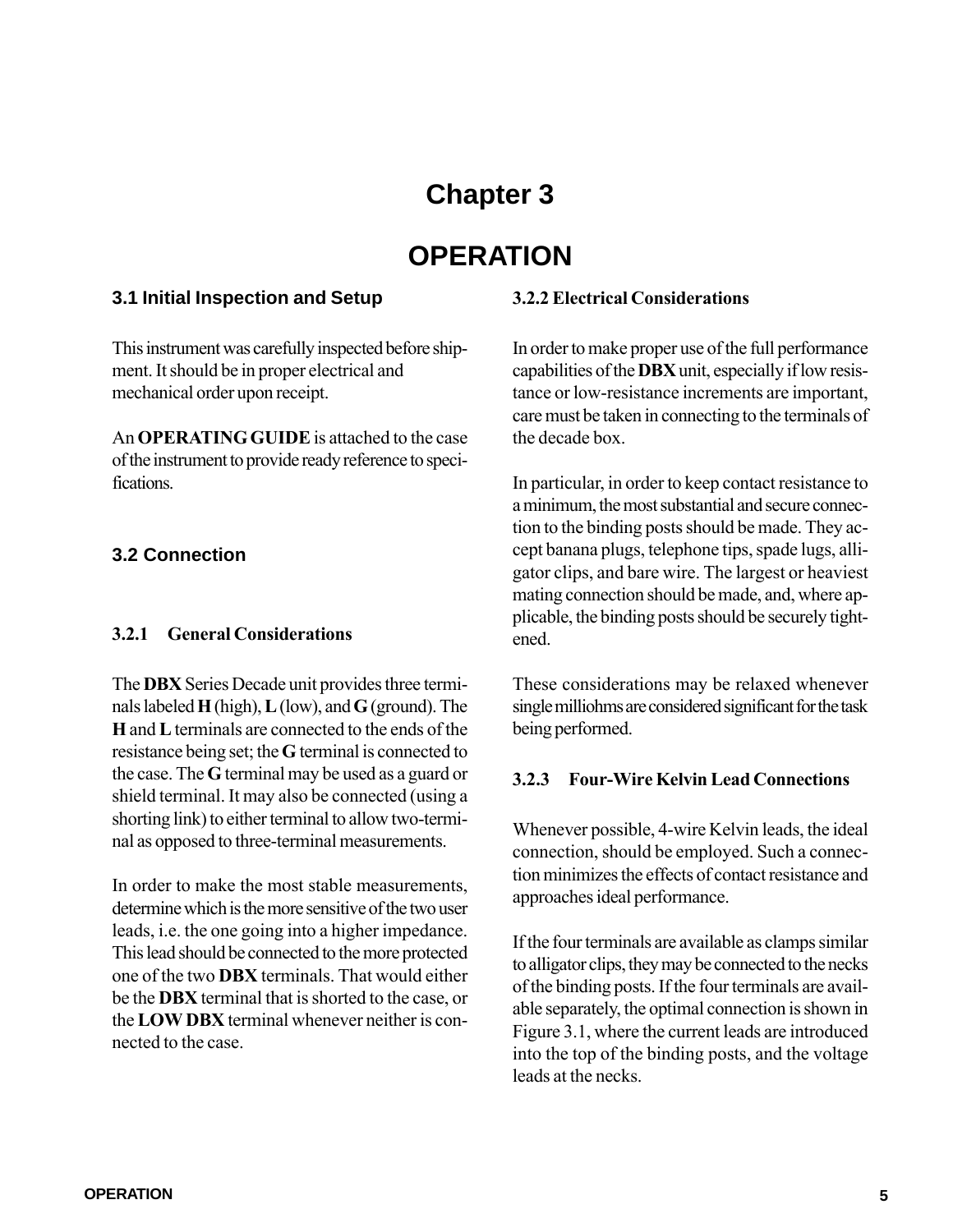# Chapter 3

# OPERATION

## 3.1 Initial Inspection and Setup

This instrument was carefully inspected before shipment. It should be in proper electrical and mechanical order upon receipt.

An **OPERATING GUIDE** is attached to the case of the instrument to provide ready reference to specifications.

## 3.2 Connection

### 3.2.1 General Considerations

The **DBX** Series Decade unit provides three terminals labeled **H** (high), **L** (low), and **G** (ground). The **H** and **L** terminals are connected to the ends of the resistance being set; the **G** terminal is connected to the case. The **G** terminal may be used as a guard or shield terminal. It may also be connected (using a shorting link) to either terminal to allow two-terminal as opposed to three-terminal measurements.

In order to make the most stable measurements, determine which is the more sensitive of the two user leads, i.e. the one going into a higher impedance. This lead should be connected to the more protected one of the two **DBX** terminals. That would either be the **DBX** terminal that is shorted to the case, or the **LOW DBX** terminal whenever neither is connected to the case.

### 3.2.2 Electrical Considerations

In order to make proper use of the full performance capabilities of the **DBX** unit, especially if low resistance or low-resistance increments are important, care must be taken in connecting to the terminals of the decade box.

In particular, in order to keep contact resistance to a minimum, the most substantial and secure connection to the binding posts should be made. They accept banana plugs, telephone tips, spade lugs, alligator clips, and bare wire. The largest or heaviest mating connection should be made, and, where applicable, the binding posts should be securely tightened.

These considerations may be relaxed whenever single milliohms are considered significant for the task being performed.

### 3.2.3 Four-Wire Kelvin Lead Connections

Whenever possible, 4-wire Kelvin leads, the ideal connection, should be employed. Such a connection minimizes the effects of contact resistance and approaches ideal performance.

If the four terminals are available as clamps similar to alligator clips, they may be connected to the necks of the binding posts. If the four terminals are available separately, the optimal connection is shown in Figure 3.1, where the current leads are introduced into the top of the binding posts, and the voltage leads at the necks.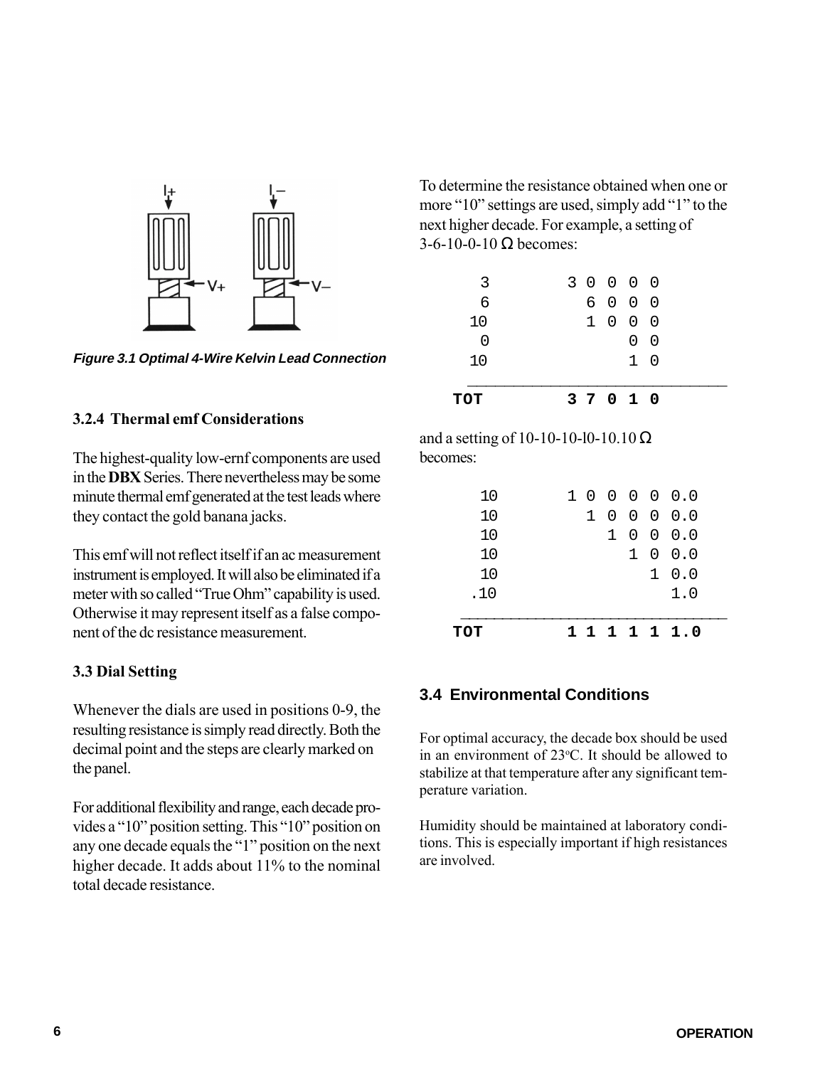*Figure 3.1 Optimal 4-Wire Kelvin Lead Connection*

### 3.2.4 Thermal emf Considerations

The highest-quality low-ernf components are used in the **DBX** Series. There nevertheless may be some minute thermal emf generated at the test leads where they contact the gold banana jacks.

This emf will not reflect itself if an ac measurement instrument is employed. It will also be eliminated if a meter with so called "True Ohm" capability is used. Otherwise it may represent itself as a false component of the dc resistance measurement.

### 3.3 Dial Setting

Whenever the dials are used in positions 0-9, the resulting resistance is simply read directly. Both the decimal point and the steps are clearly marked on the panel.

For additional flexibility and range, each decade provides a "10" position setting. This "10" position on any one decade equals the "1" position on the next higher decade. It adds about 11% to the nominal total decade resistance.

To determine the resistance obtained when one or more "10" settings are used, simply add "1" to the next higher decade. For example, a setting of 3-6-10-0-10 Ω becomes:

```
  3        3 0 0 0 0
  6          6 0 0 0
 10          1 0 0 0
  0              0 0
 10              1 0
 ____________________
TOT        3 7 0 1 0
```

and a setting of 10-10-10-l0-10.10 Ω becomes:

```
  10       1 0 0 0 0 0.0
  10         1 0 0 0 0.0
  10           1 0 0 0.0
  10             1 0 0.0
  10               1 0.0
 .10                 1.0
 _______________________
TOT        1 1 1 1 1 1.0
```

### 3.4 Environmental Conditions

For optimal accuracy, the decade box should be used in an environment of 23°C. It should be allowed to stabilize at that temperature after any significant temperature variation.

Humidity should be maintained at laboratory conditions. This is especially important if high resistances are involved.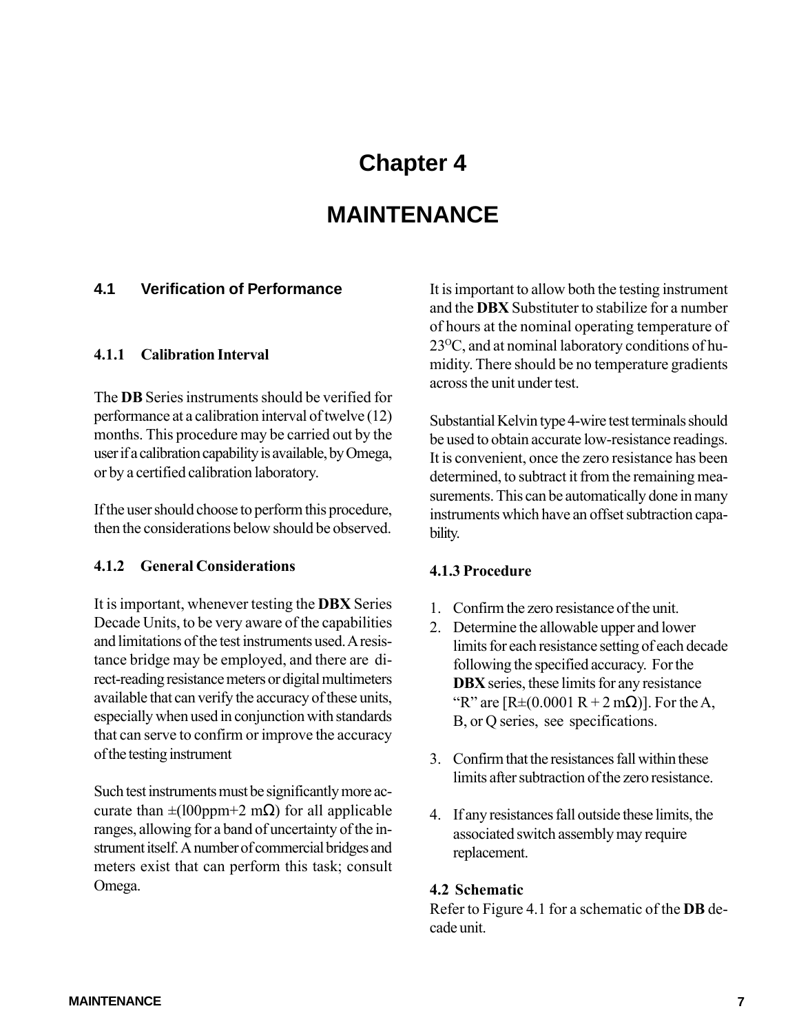# Chapter 4

# MAINTENANCE

## 4.1 Verification of Performance

### 4.1.1 Calibration Interval

The **DB** Series instruments should be verified for performance at a calibration interval of twelve (12) months. This procedure may be carried out by the user if a calibration capability is available, by Omega, or by a certified calibration laboratory.

If the user should choose to perform this procedure, then the considerations below should be observed.

### 4.1.2 General Considerations

It is important, whenever testing the **DBX** Series Decade Units, to be very aware of the capabilities and limitations of the test instruments used. A resistance bridge may be employed, and there are direct-reading resistance meters or digital multimeters available that can verify the accuracy of these units, especially when used in conjunction with standards that can serve to confirm or improve the accuracy of the testing instrument

Such test instruments must be significantly more accurate than ±(l00ppm+2 mΩ) for all applicable ranges, allowing for a band of uncertainty of the instrument itself. A number of commercial bridges and meters exist that can perform this task; consult Omega.

It is important to allow both the testing instrument and the **DBX** Substituter to stabilize for a number of hours at the nominal operating temperature of $23^{O}$C, and at nominal laboratory conditions of humidity. There should be no temperature gradients across the unit under test.

Substantial Kelvin type 4-wire test terminals should be used to obtain accurate low-resistance readings. It is convenient, once the zero resistance has been determined, to subtract it from the remaining measurements. This can be automatically done in many instruments which have an offset subtraction capability.

### 4.1.3 Procedure

1. Confirm the zero resistance of the unit.
2. Determine the allowable upper and lower limits for each resistance setting of each decade following the specified accuracy. For the **DBX** series, these limits for any resistance "R" are [R±(0.0001 R + 2 mΩ)]. For the A, B, or Q series, see specifications.
3. Confirm that the resistances fall within these limits after subtraction of the zero resistance.
4. If any resistances fall outside these limits, the associated switch assembly may require replacement.

## 4.2 Schematic

Refer to Figure 4.1 for a schematic of the **DB** decade unit.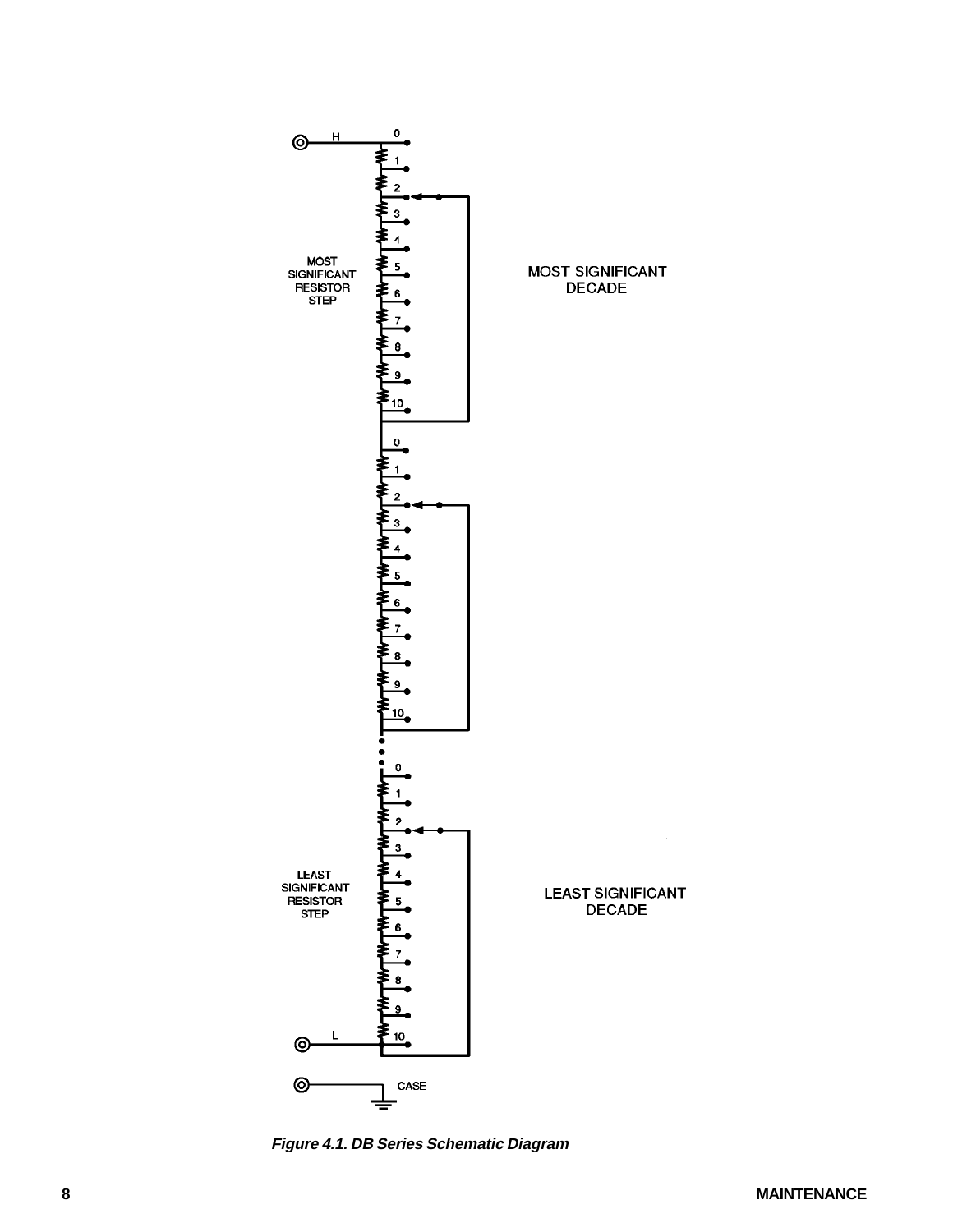*Figure 4.1. DB Series Schematic Diagram*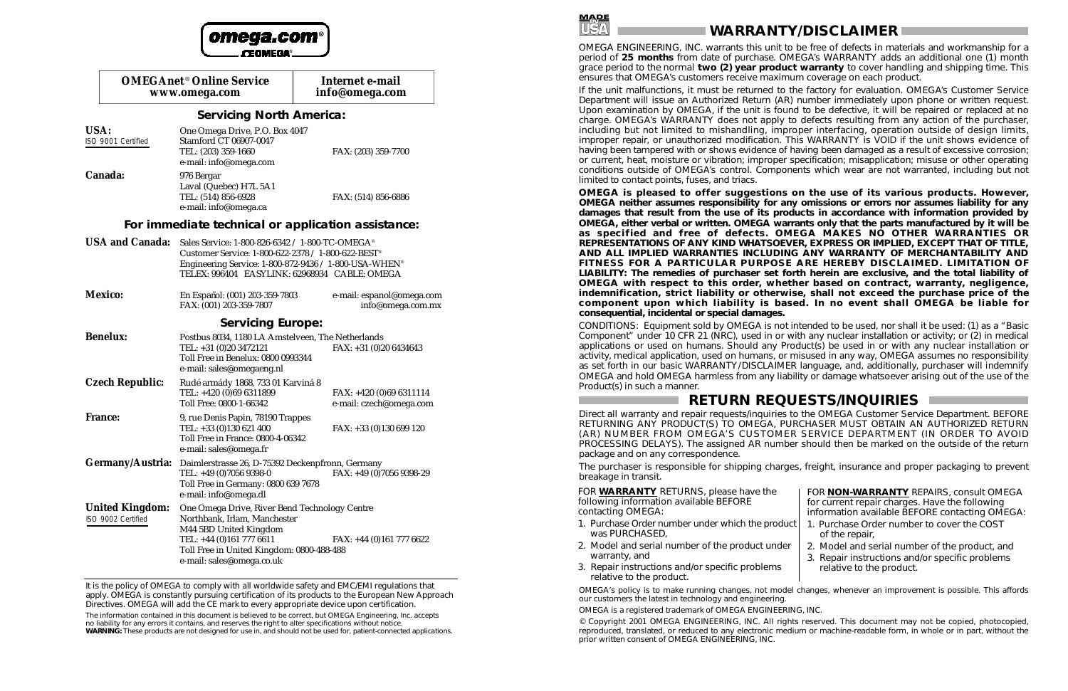omega.com®

CEOMEGA®

| OMEGAnet® Online Service www.omega.com | Internet e-mail info@omega.com |
|---|---|

## Servicing North America:

**USA:** ISO 9001 Certified
One Omega Drive, P.O. Box 4047
Stamford CT 06907-0047
TEL: (203) 359-1660 FAX: (203) 359-7700
e-mail: info@omega.com

**Canada:**
976 Bergar
Laval (Quebec) H7L 5A1
TEL: (514) 856-6928 FAX: (514) 856-6886
e-mail: info@omega.ca

## For immediate technical or application assistance:

**USA and Canada:** Sales Service: 1-800-826-6342 / 1-800-TC-OMEGA®
Customer Service: 1-800-622-2378 / 1-800-622-BEST®
Engineering Service: 1-800-872-9436 / 1-800-USA-WHEN®
TELEX: 996404 EASYLINK: 62968934 CABLE: OMEGA

**Mexico:** En Español: (001) 203-359-7803 e-mail: espanol@omega.com
FAX: (001) 203-359-7807 info@omega.com.mx

## Servicing Europe:

**Benelux:**
Postbus 8034, 1180 LA Amstelveen, The Netherlands
TEL: +31 (0)20 3472121 FAX: +31 (0)20 6434643
Toll Free in Benelux: 0800 0993344
e-mail: sales@omegaeng.nl

**Czech Republic:**
Rudé armády 1868, 733 01 Karviná 8
TEL: +420 (0)69 6311899 FAX: +420 (0)69 6311114
Toll Free: 0800-1-66342 e-mail: czech@omega.com

**France:**
9, rue Denis Papin, 78190 Trappes
TEL: +33 (0)130 621 400 FAX: +33 (0)130 699 120
Toll Free in France: 0800-4-06342
e-mail: sales@omega.fr

**Germany/Austria:**
Daimlerstrasse 26, D-75392 Deckenpfronn, Germany
TEL: +49 (0)7056 9398-0 FAX: +49 (0)7056 9398-29
Toll Free in Germany: 0800 639 7678
e-mail: info@omega.dl

**United Kingdom:** ISO 9002 Certified
One Omega Drive, River Bend Technology Centre
Northbank, Irlam, Manchester
M44 5BD United Kingdom
TEL: +44 (0)161 777 6611 FAX: +44 (0)161 777 6622
Toll Free in United Kingdom: 0800-488-488
e-mail: sales@omega.co.uk

It is the policy of OMEGA to comply with all worldwide safety and EMC/EMI regulations that apply. OMEGA is constantly pursuing certification of its products to the European New Approach Directives. OMEGA will add the CE mark to every appropriate device upon certification.

The information contained in this document is believed to be correct, but OMEGA Engineering, Inc. accepts no liability for any errors it contains, and reserves the right to alter specifications without notice.
**WARNING:** These products are not designed for use in, and should not be used for, patient-connected applications.

MADE IN USA

## WARRANTY/DISCLAIMER

OMEGA ENGINEERING, INC. warrants this unit to be free of defects in materials and workmanship for a period of **25 months** from date of purchase. OMEGA's WARRANTY adds an additional one (1) month grace period to the normal **two (2) year product warranty** to cover handling and shipping time. This ensures that OMEGA's customers receive maximum coverage on each product.

If the unit malfunctions, it must be returned to the factory for evaluation. OMEGA's Customer Service Department will issue an Authorized Return (AR) number immediately upon phone or written request. Upon examination by OMEGA, if the unit is found to be defective, it will be repaired or replaced at no charge. OMEGA's WARRANTY does not apply to defects resulting from any action of the purchaser, including but not limited to mishandling, improper interfacing, operation outside of design limits, improper repair, or unauthorized modification. This WARRANTY is VOID if the unit shows evidence of having been tampered with or shows evidence of having been damaged as a result of excessive corrosion; or current, heat, moisture or vibration; improper specification; misapplication; misuse or other operating conditions outside of OMEGA's control. Components which wear are not warranted, including but not limited to contact points, fuses, and triacs.

**OMEGA is pleased to offer suggestions on the use of its various products. However, OMEGA neither assumes responsibility for any omissions or errors nor assumes liability for any damages that result from the use of its products in accordance with information provided by OMEGA, either verbal or written. OMEGA warrants only that the parts manufactured by it will be as specified and free of defects. OMEGA MAKES NO OTHER WARRANTIES OR REPRESENTATIONS OF ANY KIND WHATSOEVER, EXPRESS OR IMPLIED, EXCEPT THAT OF TITLE, AND ALL IMPLIED WARRANTIES INCLUDING ANY WARRANTY OF MERCHANTABILITY AND FITNESS FOR A PARTICULAR PURPOSE ARE HEREBY DISCLAIMED. LIMITATION OF LIABILITY: The remedies of purchaser set forth herein are exclusive, and the total liability of OMEGA with respect to this order, whether based on contract, warranty, negligence, indemnification, strict liability or otherwise, shall not exceed the purchase price of the component upon which liability is based. In no event shall OMEGA be liable for consequential, incidental or special damages.**

CONDITIONS: Equipment sold by OMEGA is not intended to be used, nor shall it be used: (1) as a "Basic Component" under 10 CFR 21 (NRC), used in or with any nuclear installation or activity; or (2) in medical applications or used on humans. Should any Product(s) be used in or with any nuclear installation or activity, medical application, used on humans, or misused in any way, OMEGA assumes no responsibility as set forth in our basic WARRANTY/DISCLAIMER language, and, additionally, purchaser will indemnify OMEGA and hold OMEGA harmless from any liability or damage whatsoever arising out of the use of the Product(s) in such a manner.

## RETURN REQUESTS/INQUIRIES

Direct all warranty and repair requests/inquiries to the OMEGA Customer Service Department. BEFORE RETURNING ANY PRODUCT(S) TO OMEGA, PURCHASER MUST OBTAIN AN AUTHORIZED RETURN (AR) NUMBER FROM OMEGA'S CUSTOMER SERVICE DEPARTMENT (IN ORDER TO AVOID PROCESSING DELAYS). The assigned AR number should then be marked on the outside of the return package and on any correspondence.

The purchaser is responsible for shipping charges, freight, insurance and proper packaging to prevent breakage in transit.

FOR **WARRANTY** RETURNS, please have the following information available BEFORE contacting OMEGA:

1. Purchase Order number under which the product was PURCHASED,
2. Model and serial number of the product under warranty, and
3. Repair instructions and/or specific problems relative to the product.

FOR **NON-WARRANTY** REPAIRS, consult OMEGA for current repair charges. Have the following information available BEFORE contacting OMEGA:

1. Purchase Order number to cover the COST of the repair,
2. Model and serial number of the product, and
3. Repair instructions and/or specific problems relative to the product.

OMEGA's policy is to make running changes, not model changes, whenever an improvement is possible. This affords our customers the latest in technology and engineering.

OMEGA is a registered trademark of OMEGA ENGINEERING, INC.

© Copyright 2001 OMEGA ENGINEERING, INC. All rights reserved. This document may not be copied, photocopied, reproduced, translated, or reduced to any electronic medium or machine-readable form, in whole or in part, without the prior written consent of OMEGA ENGINEERING, INC.